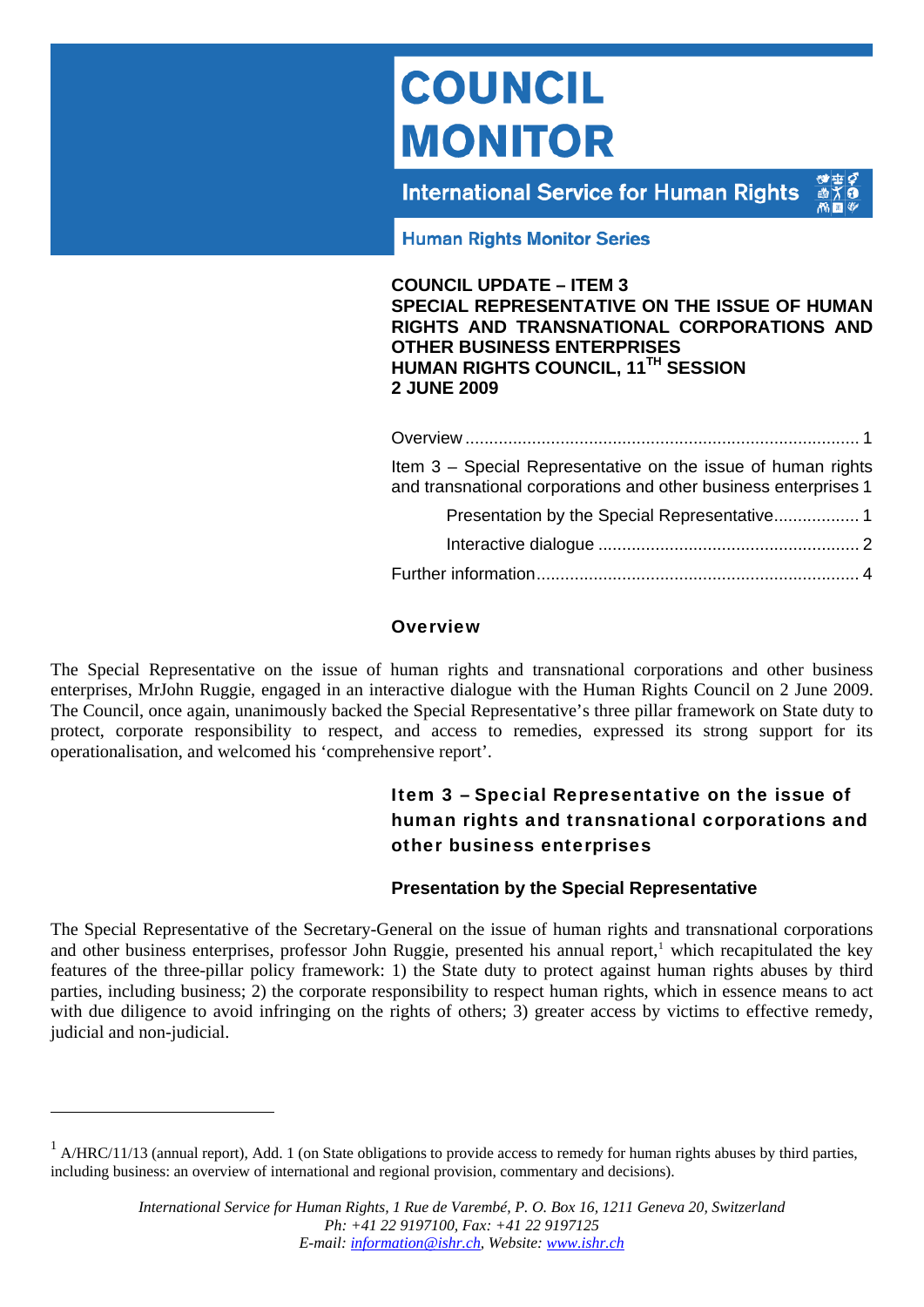# COUNCIL MONITOR

International Service for Human Rights

Human Rights Monitor Series

**COUNCIL UPDATE – ITEM 3**
**SPECIAL REPRESENTATIVE ON THE ISSUE OF HUMAN RIGHTS AND TRANSNATIONAL CORPORATIONS AND OTHER BUSINESS ENTERPRISES**
**HUMAN RIGHTS COUNCIL, 11TH SESSION**
**2 JUNE 2009**

Overview .......... 1
Item 3 – Special Representative on the issue of human rights and transnational corporations and other business enterprises 1
  Presentation by the Special Representative .......... 1
  Interactive dialogue .......... 2
Further information .......... 4

## Overview

The Special Representative on the issue of human rights and transnational corporations and other business enterprises, MrJohn Ruggie, engaged in an interactive dialogue with the Human Rights Council on 2 June 2009. The Council, once again, unanimously backed the Special Representative's three pillar framework on State duty to protect, corporate responsibility to respect, and access to remedies, expressed its strong support for its operationalisation, and welcomed his 'comprehensive report'.

## Item 3 – Special Representative on the issue of human rights and transnational corporations and other business enterprises

### Presentation by the Special Representative

The Special Representative of the Secretary-General on the issue of human rights and transnational corporations and other business enterprises, professor John Ruggie, presented his annual report,[1] which recapitulated the key features of the three-pillar policy framework: 1) the State duty to protect against human rights abuses by third parties, including business; 2) the corporate responsibility to respect human rights, which in essence means to act with due diligence to avoid infringing on the rights of others; 3) greater access by victims to effective remedy, judicial and non-judicial.

---

[1] A/HRC/11/13 (annual report), Add. 1 (on State obligations to provide access to remedy for human rights abuses by third parties, including business: an overview of international and regional provision, commentary and decisions).

*International Service for Human Rights, 1 Rue de Varembé, P. O. Box 16, 1211 Geneva 20, Switzerland*
*Ph: +41 22 9197100, Fax: +41 22 9197125*
*E-mail: information@ishr.ch, Website: www.ishr.ch*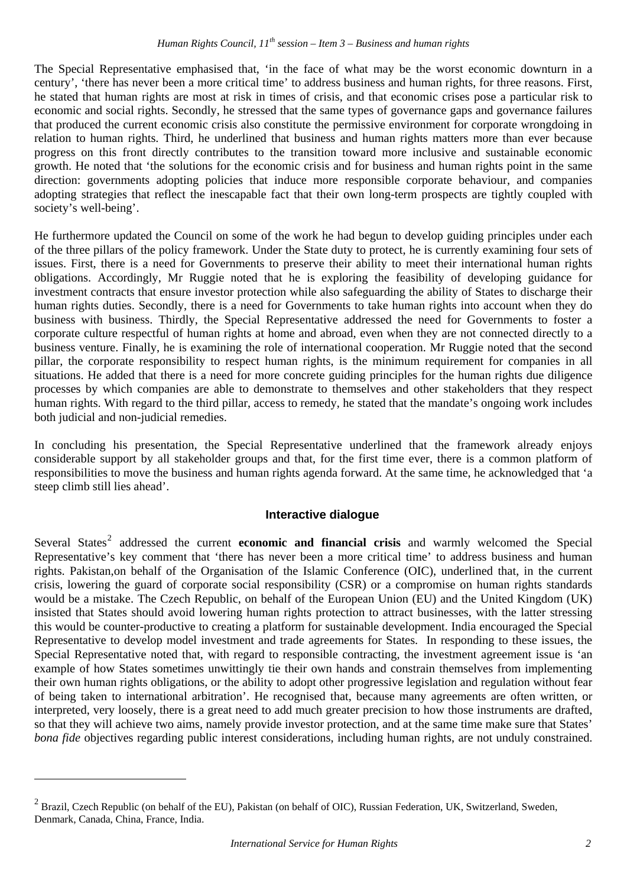The Special Representative emphasised that, 'in the face of what may be the worst economic downturn in a century', 'there has never been a more critical time' to address business and human rights, for three reasons. First, he stated that human rights are most at risk in times of crisis, and that economic crises pose a particular risk to economic and social rights. Secondly, he stressed that the same types of governance gaps and governance failures that produced the current economic crisis also constitute the permissive environment for corporate wrongdoing in relation to human rights. Third, he underlined that business and human rights matters more than ever because progress on this front directly contributes to the transition toward more inclusive and sustainable economic growth. He noted that 'the solutions for the economic crisis and for business and human rights point in the same direction: governments adopting policies that induce more responsible corporate behaviour, and companies adopting strategies that reflect the inescapable fact that their own long-term prospects are tightly coupled with society's well-being'.

He furthermore updated the Council on some of the work he had begun to develop guiding principles under each of the three pillars of the policy framework. Under the State duty to protect, he is currently examining four sets of issues. First, there is a need for Governments to preserve their ability to meet their international human rights obligations. Accordingly, Mr Ruggie noted that he is exploring the feasibility of developing guidance for investment contracts that ensure investor protection while also safeguarding the ability of States to discharge their human rights duties. Secondly, there is a need for Governments to take human rights into account when they do business with business. Thirdly, the Special Representative addressed the need for Governments to foster a corporate culture respectful of human rights at home and abroad, even when they are not connected directly to a business venture. Finally, he is examining the role of international cooperation. Mr Ruggie noted that the second pillar, the corporate responsibility to respect human rights, is the minimum requirement for companies in all situations. He added that there is a need for more concrete guiding principles for the human rights due diligence processes by which companies are able to demonstrate to themselves and other stakeholders that they respect human rights. With regard to the third pillar, access to remedy, he stated that the mandate's ongoing work includes both judicial and non-judicial remedies.

In concluding his presentation, the Special Representative underlined that the framework already enjoys considerable support by all stakeholder groups and that, for the first time ever, there is a common platform of responsibilities to move the business and human rights agenda forward. At the same time, he acknowledged that 'a steep climb still lies ahead'.

### Interactive dialogue

Several States[2] addressed the current **economic and financial crisis** and warmly welcomed the Special Representative's key comment that 'there has never been a more critical time' to address business and human rights. Pakistan,on behalf of the Organisation of the Islamic Conference (OIC), underlined that, in the current crisis, lowering the guard of corporate social responsibility (CSR) or a compromise on human rights standards would be a mistake. The Czech Republic, on behalf of the European Union (EU) and the United Kingdom (UK) insisted that States should avoid lowering human rights protection to attract businesses, with the latter stressing this would be counter-productive to creating a platform for sustainable development. India encouraged the Special Representative to develop model investment and trade agreements for States. In responding to these issues, the Special Representative noted that, with regard to responsible contracting, the investment agreement issue is 'an example of how States sometimes unwittingly tie their own hands and constrain themselves from implementing their own human rights obligations, or the ability to adopt other progressive legislation and regulation without fear of being taken to international arbitration'. He recognised that, because many agreements are often written, or interpreted, very loosely, there is a great need to add much greater precision to how those instruments are drafted, so that they will achieve two aims, namely provide investor protection, and at the same time make sure that States' *bona fide* objectives regarding public interest considerations, including human rights, are not unduly constrained.

[2] Brazil, Czech Republic (on behalf of the EU), Pakistan (on behalf of OIC), Russian Federation, UK, Switzerland, Sweden, Denmark, Canada, China, France, India.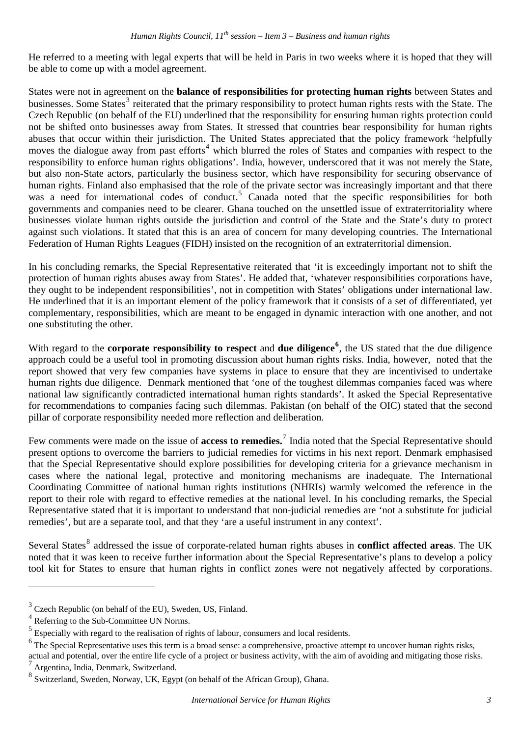He referred to a meeting with legal experts that will be held in Paris in two weeks where it is hoped that they will be able to come up with a model agreement.

States were not in agreement on the **balance of responsibilities for protecting human rights** between States and businesses. Some States[3] reiterated that the primary responsibility to protect human rights rests with the State. The Czech Republic (on behalf of the EU) underlined that the responsibility for ensuring human rights protection could not be shifted onto businesses away from States. It stressed that countries bear responsibility for human rights abuses that occur within their jurisdiction. The United States appreciated that the policy framework 'helpfully moves the dialogue away from past efforts[4] which blurred the roles of States and companies with respect to the responsibility to enforce human rights obligations'. India, however, underscored that it was not merely the State, but also non-State actors, particularly the business sector, which have responsibility for securing observance of human rights. Finland also emphasised that the role of the private sector was increasingly important and that there was a need for international codes of conduct.[5] Canada noted that the specific responsibilities for both governments and companies need to be clearer. Ghana touched on the unsettled issue of extraterritoriality where businesses violate human rights outside the jurisdiction and control of the State and the State's duty to protect against such violations. It stated that this is an area of concern for many developing countries. The International Federation of Human Rights Leagues (FIDH) insisted on the recognition of an extraterritorial dimension.

In his concluding remarks, the Special Representative reiterated that 'it is exceedingly important not to shift the protection of human rights abuses away from States'. He added that, 'whatever responsibilities corporations have, they ought to be independent responsibilities', not in competition with States' obligations under international law. He underlined that it is an important element of the policy framework that it consists of a set of differentiated, yet complementary, responsibilities, which are meant to be engaged in dynamic interaction with one another, and not one substituting the other.

With regard to the **corporate responsibility to respect** and **due diligence**[6], the US stated that the due diligence approach could be a useful tool in promoting discussion about human rights risks. India, however, noted that the report showed that very few companies have systems in place to ensure that they are incentivised to undertake human rights due diligence. Denmark mentioned that 'one of the toughest dilemmas companies faced was where national law significantly contradicted international human rights standards'. It asked the Special Representative for recommendations to companies facing such dilemmas. Pakistan (on behalf of the OIC) stated that the second pillar of corporate responsibility needed more reflection and deliberation.

Few comments were made on the issue of **access to remedies.**[7] India noted that the Special Representative should present options to overcome the barriers to judicial remedies for victims in his next report. Denmark emphasised that the Special Representative should explore possibilities for developing criteria for a grievance mechanism in cases where the national legal, protective and monitoring mechanisms are inadequate. The International Coordinating Committee of national human rights institutions (NHRIs) warmly welcomed the reference in the report to their role with regard to effective remedies at the national level. In his concluding remarks, the Special Representative stated that it is important to understand that non-judicial remedies are 'not a substitute for judicial remedies', but are a separate tool, and that they 'are a useful instrument in any context'.

Several States[8] addressed the issue of corporate-related human rights abuses in **conflict affected areas**. The UK noted that it was keen to receive further information about the Special Representative's plans to develop a policy tool kit for States to ensure that human rights in conflict zones were not negatively affected by corporations.

---

[3] Czech Republic (on behalf of the EU), Sweden, US, Finland.

[4] Referring to the Sub-Committee UN Norms.

[5] Especially with regard to the realisation of rights of labour, consumers and local residents.

[6] The Special Representative uses this term is a broad sense: a comprehensive, proactive attempt to uncover human rights risks, actual and potential, over the entire life cycle of a project or business activity, with the aim of avoiding and mitigating those risks.

[7] Argentina, India, Denmark, Switzerland.

[8] Switzerland, Sweden, Norway, UK, Egypt (on behalf of the African Group), Ghana.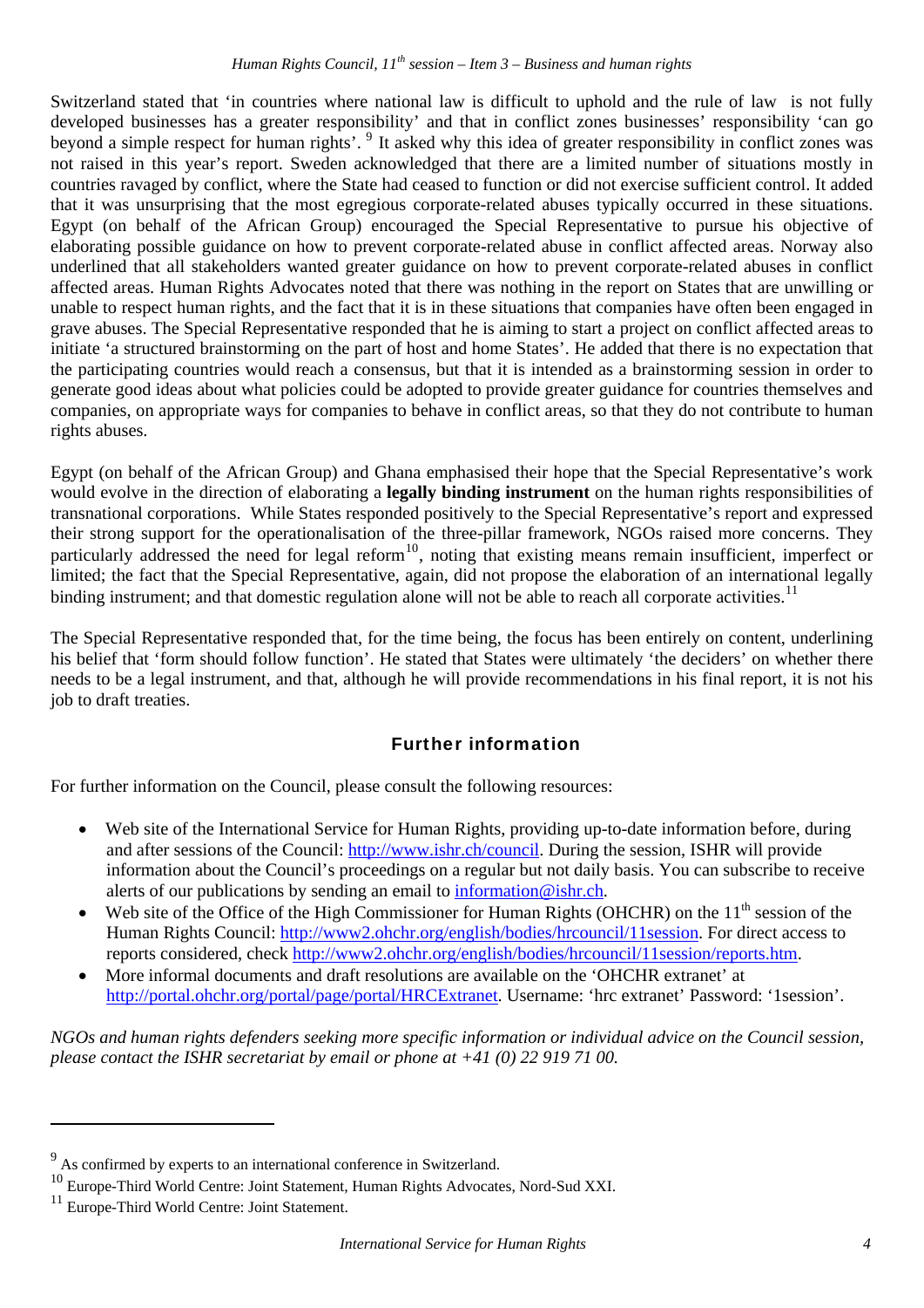Switzerland stated that 'in countries where national law is difficult to uphold and the rule of law is not fully developed businesses has a greater responsibility' and that in conflict zones businesses' responsibility 'can go beyond a simple respect for human rights'. [9] It asked why this idea of greater responsibility in conflict zones was not raised in this year's report. Sweden acknowledged that there are a limited number of situations mostly in countries ravaged by conflict, where the State had ceased to function or did not exercise sufficient control. It added that it was unsurprising that the most egregious corporate-related abuses typically occurred in these situations. Egypt (on behalf of the African Group) encouraged the Special Representative to pursue his objective of elaborating possible guidance on how to prevent corporate-related abuse in conflict affected areas. Norway also underlined that all stakeholders wanted greater guidance on how to prevent corporate-related abuses in conflict affected areas. Human Rights Advocates noted that there was nothing in the report on States that are unwilling or unable to respect human rights, and the fact that it is in these situations that companies have often been engaged in grave abuses. The Special Representative responded that he is aiming to start a project on conflict affected areas to initiate 'a structured brainstorming on the part of host and home States'. He added that there is no expectation that the participating countries would reach a consensus, but that it is intended as a brainstorming session in order to generate good ideas about what policies could be adopted to provide greater guidance for countries themselves and companies, on appropriate ways for companies to behave in conflict areas, so that they do not contribute to human rights abuses.

Egypt (on behalf of the African Group) and Ghana emphasised their hope that the Special Representative's work would evolve in the direction of elaborating a **legally binding instrument** on the human rights responsibilities of transnational corporations. While States responded positively to the Special Representative's report and expressed their strong support for the operationalisation of the three-pillar framework, NGOs raised more concerns. They particularly addressed the need for legal reform[10], noting that existing means remain insufficient, imperfect or limited; the fact that the Special Representative, again, did not propose the elaboration of an international legally binding instrument; and that domestic regulation alone will not be able to reach all corporate activities.[11]

The Special Representative responded that, for the time being, the focus has been entirely on content, underlining his belief that 'form should follow function'. He stated that States were ultimately 'the deciders' on whether there needs to be a legal instrument, and that, although he will provide recommendations in his final report, it is not his job to draft treaties.

## Further information

For further information on the Council, please consult the following resources:

- Web site of the International Service for Human Rights, providing up-to-date information before, during and after sessions of the Council: http://www.ishr.ch/council. During the session, ISHR will provide information about the Council's proceedings on a regular but not daily basis. You can subscribe to receive alerts of our publications by sending an email to information@ishr.ch.
- Web site of the Office of the High Commissioner for Human Rights (OHCHR) on the 11th session of the Human Rights Council: http://www2.ohchr.org/english/bodies/hrcouncil/11session. For direct access to reports considered, check http://www2.ohchr.org/english/bodies/hrcouncil/11session/reports.htm.
- More informal documents and draft resolutions are available on the 'OHCHR extranet' at http://portal.ohchr.org/portal/page/portal/HRCExtranet. Username: 'hrc extranet' Password: '1session'.

*NGOs and human rights defenders seeking more specific information or individual advice on the Council session, please contact the ISHR secretariat by email or phone at +41 (0) 22 919 71 00.*

---

[9] As confirmed by experts to an international conference in Switzerland.

[10] Europe-Third World Centre: Joint Statement, Human Rights Advocates, Nord-Sud XXI.

[11] Europe-Third World Centre: Joint Statement.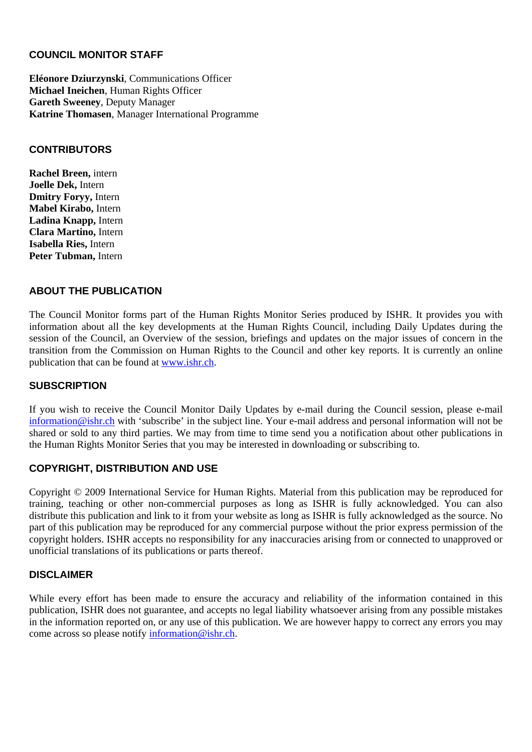## COUNCIL MONITOR STAFF

**Eléonore Dziurzynski**, Communications Officer
**Michael Ineichen**, Human Rights Officer
**Gareth Sweeney**, Deputy Manager
**Katrine Thomasen**, Manager International Programme

## CONTRIBUTORS

**Rachel Breen,** intern
**Joelle Dek,** Intern
**Dmitry Foryy,** Intern
**Mabel Kirabo,** Intern
**Ladina Knapp,** Intern
**Clara Martino,** Intern
**Isabella Ries,** Intern
**Peter Tubman,** Intern

## ABOUT THE PUBLICATION

The Council Monitor forms part of the Human Rights Monitor Series produced by ISHR. It provides you with information about all the key developments at the Human Rights Council, including Daily Updates during the session of the Council, an Overview of the session, briefings and updates on the major issues of concern in the transition from the Commission on Human Rights to the Council and other key reports. It is currently an online publication that can be found at www.ishr.ch.

## SUBSCRIPTION

If you wish to receive the Council Monitor Daily Updates by e-mail during the Council session, please e-mail information@ishr.ch with 'subscribe' in the subject line. Your e-mail address and personal information will not be shared or sold to any third parties. We may from time to time send you a notification about other publications in the Human Rights Monitor Series that you may be interested in downloading or subscribing to.

## COPYRIGHT, DISTRIBUTION AND USE

Copyright © 2009 International Service for Human Rights. Material from this publication may be reproduced for training, teaching or other non-commercial purposes as long as ISHR is fully acknowledged. You can also distribute this publication and link to it from your website as long as ISHR is fully acknowledged as the source. No part of this publication may be reproduced for any commercial purpose without the prior express permission of the copyright holders. ISHR accepts no responsibility for any inaccuracies arising from or connected to unapproved or unofficial translations of its publications or parts thereof.

## DISCLAIMER

While every effort has been made to ensure the accuracy and reliability of the information contained in this publication, ISHR does not guarantee, and accepts no legal liability whatsoever arising from any possible mistakes in the information reported on, or any use of this publication. We are however happy to correct any errors you may come across so please notify information@ishr.ch.